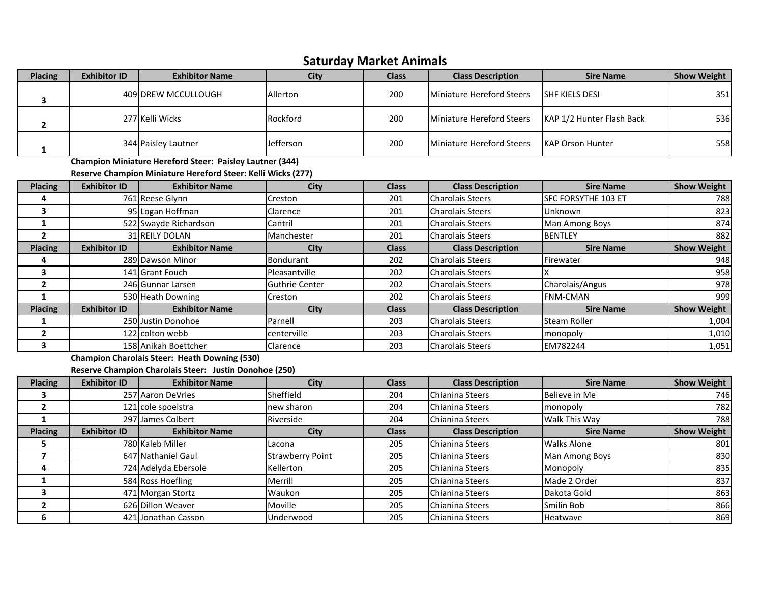# Saturday Market Animals

| Placing | Exhibitor ID | Exhibitor Name | City | Class | Class Description | Sire Name | Show Weight |
|---|---|---|---|---|---|---|---|
| 3 | 409 | DREW MCCULLOUGH | Allerton | 200 | Miniature Hereford Steers | SHF KIELS DESI | 351 |
| 2 | 277 | Kelli Wicks | Rockford | 200 | Miniature Hereford Steers | KAP 1/2 Hunter Flash Back | 536 |
| 1 | 344 | Paisley Lautner | Jefferson | 200 | Miniature Hereford Steers | KAP Orson Hunter | 558 |

**Champion Miniature Hereford Steer: Paisley Lautner (344)**

**Reserve Champion Miniature Hereford Steer: Kelli Wicks (277)**

| Placing | Exhibitor ID | Exhibitor Name | City | Class | Class Description | Sire Name | Show Weight |
|---|---|---|---|---|---|---|---|
| 4 | 761 | Reese Glynn | Creston | 201 | Charolais Steers | SFC FORSYTHE 103 ET | 788 |
| 3 | 95 | Logan Hoffman | Clarence | 201 | Charolais Steers | Unknown | 823 |
| 1 | 522 | Swayde Richardson | Cantril | 201 | Charolais Steers | Man Among Boys | 874 |
| 2 | 31 | REILY DOLAN | Manchester | 201 | Charolais Steers | BENTLEY | 882 |

| Placing | Exhibitor ID | Exhibitor Name | City | Class | Class Description | Sire Name | Show Weight |
|---|---|---|---|---|---|---|---|
| 4 | 289 | Dawson Minor | Bondurant | 202 | Charolais Steers | Firewater | 948 |
| 3 | 141 | Grant Fouch | Pleasantville | 202 | Charolais Steers | X | 958 |
| 2 | 246 | Gunnar Larsen | Guthrie Center | 202 | Charolais Steers | Charolais/Angus | 978 |
| 1 | 530 | Heath Downing | Creston | 202 | Charolais Steers | FNM-CMAN | 999 |

| Placing | Exhibitor ID | Exhibitor Name | City | Class | Class Description | Sire Name | Show Weight |
|---|---|---|---|---|---|---|---|
| 1 | 250 | Justin Donohoe | Parnell | 203 | Charolais Steers | Steam Roller | 1,004 |
| 2 | 122 | colton webb | centerville | 203 | Charolais Steers | monopoly | 1,010 |
| 3 | 158 | Anikah Boettcher | Clarence | 203 | Charolais Steers | EM782244 | 1,051 |

**Champion Charolais Steer: Heath Downing (530)**

**Reserve Champion Charolais Steer: Justin Donohoe (250)**

| Placing | Exhibitor ID | Exhibitor Name | City | Class | Class Description | Sire Name | Show Weight |
|---|---|---|---|---|---|---|---|
| 3 | 257 | Aaron DeVries | Sheffield | 204 | Chianina Steers | Believe in Me | 746 |
| 2 | 121 | cole spoelstra | new sharon | 204 | Chianina Steers | monopoly | 782 |
| 1 | 297 | James Colbert | Riverside | 204 | Chianina Steers | Walk This Way | 788 |

| Placing | Exhibitor ID | Exhibitor Name | City | Class | Class Description | Sire Name | Show Weight |
|---|---|---|---|---|---|---|---|
| 5 | 780 | Kaleb Miller | Lacona | 205 | Chianina Steers | Walks Alone | 801 |
| 7 | 647 | Nathaniel Gaul | Strawberry Point | 205 | Chianina Steers | Man Among Boys | 830 |
| 4 | 724 | Adelyda Ebersole | Kellerton | 205 | Chianina Steers | Monopoly | 835 |
| 1 | 584 | Ross Hoefling | Merrill | 205 | Chianina Steers | Made 2 Order | 837 |
| 3 | 471 | Morgan Stortz | Waukon | 205 | Chianina Steers | Dakota Gold | 863 |
| 2 | 626 | Dillon Weaver | Moville | 205 | Chianina Steers | Smilin Bob | 866 |
| 6 | 421 | Jonathan Casson | Underwood | 205 | Chianina Steers | Heatwave | 869 |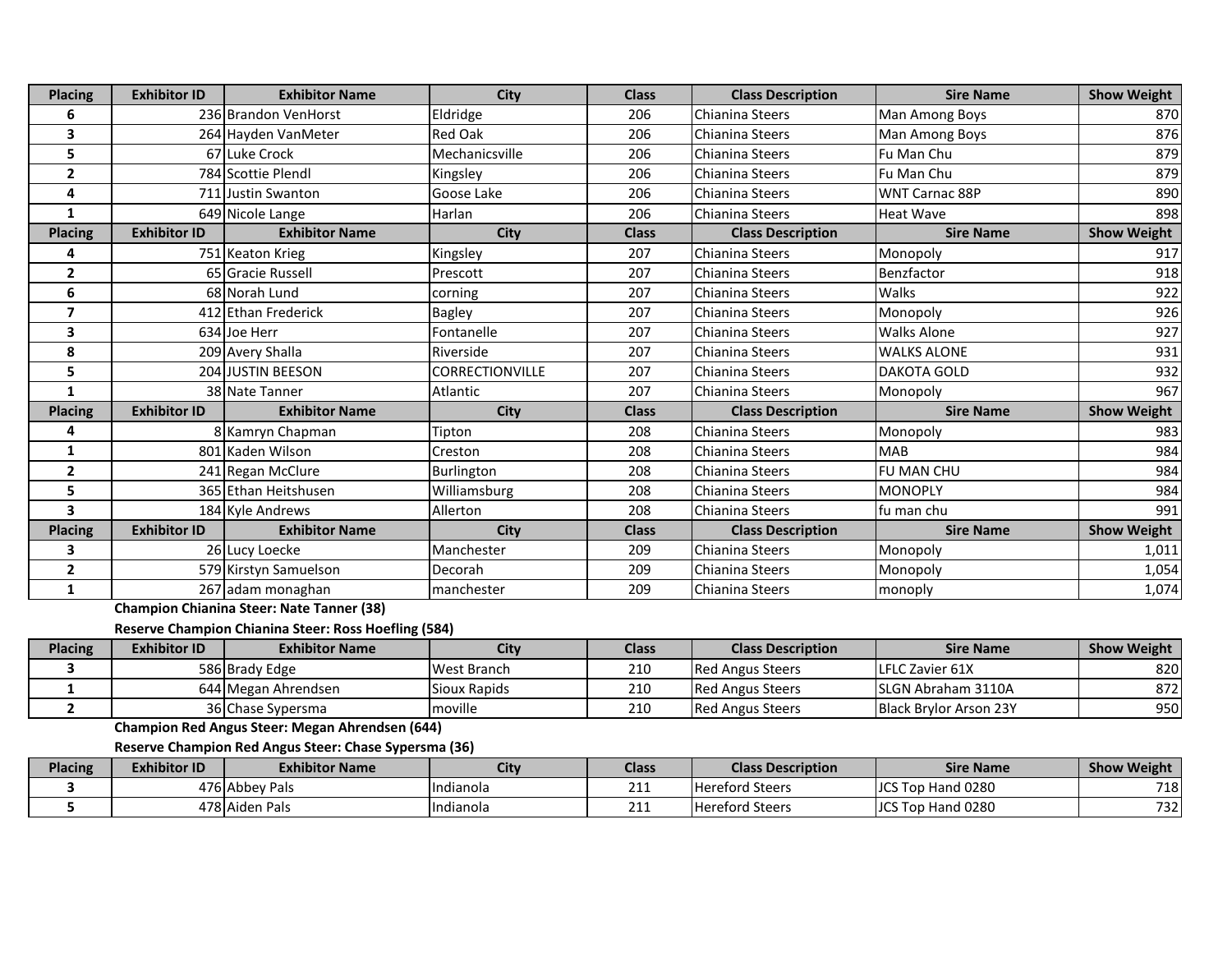| Placing | Exhibitor ID | Exhibitor Name | City | Class | Class Description | Sire Name | Show Weight |
|---|---|---|---|---|---|---|---|
| 6 | 236 | Brandon VenHorst | Eldridge | 206 | Chianina Steers | Man Among Boys | 870 |
| 3 | 264 | Hayden VanMeter | Red Oak | 206 | Chianina Steers | Man Among Boys | 876 |
| 5 | 67 | Luke Crock | Mechanicsville | 206 | Chianina Steers | Fu Man Chu | 879 |
| 2 | 784 | Scottie Plendl | Kingsley | 206 | Chianina Steers | Fu Man Chu | 879 |
| 4 | 711 | Justin Swanton | Goose Lake | 206 | Chianina Steers | WNT Carnac 88P | 890 |
| 1 | 649 | Nicole Lange | Harlan | 206 | Chianina Steers | Heat Wave | 898 |

| Placing | Exhibitor ID | Exhibitor Name | City | Class | Class Description | Sire Name | Show Weight |
|---|---|---|---|---|---|---|---|
| 4 | 751 | Keaton Krieg | Kingsley | 207 | Chianina Steers | Monopoly | 917 |
| 2 | 65 | Gracie Russell | Prescott | 207 | Chianina Steers | Benzfactor | 918 |
| 6 | 68 | Norah Lund | corning | 207 | Chianina Steers | Walks | 922 |
| 7 | 412 | Ethan Frederick | Bagley | 207 | Chianina Steers | Monopoly | 926 |
| 3 | 634 | Joe Herr | Fontanelle | 207 | Chianina Steers | Walks Alone | 927 |
| 8 | 209 | Avery Shalla | Riverside | 207 | Chianina Steers | WALKS ALONE | 931 |
| 5 | 204 | JUSTIN BEESON | CORRECTIONVILLE | 207 | Chianina Steers | DAKOTA GOLD | 932 |
| 1 | 38 | Nate Tanner | Atlantic | 207 | Chianina Steers | Monopoly | 967 |

| Placing | Exhibitor ID | Exhibitor Name | City | Class | Class Description | Sire Name | Show Weight |
|---|---|---|---|---|---|---|---|
| 4 | 8 | Kamryn Chapman | Tipton | 208 | Chianina Steers | Monopoly | 983 |
| 1 | 801 | Kaden Wilson | Creston | 208 | Chianina Steers | MAB | 984 |
| 2 | 241 | Regan McClure | Burlington | 208 | Chianina Steers | FU MAN CHU | 984 |
| 5 | 365 | Ethan Heitshusen | Williamsburg | 208 | Chianina Steers | MONOPLY | 984 |
| 3 | 184 | Kyle Andrews | Allerton | 208 | Chianina Steers | fu man chu | 991 |

| Placing | Exhibitor ID | Exhibitor Name | City | Class | Class Description | Sire Name | Show Weight |
|---|---|---|---|---|---|---|---|
| 3 | 26 | Lucy Loecke | Manchester | 209 | Chianina Steers | Monopoly | 1,011 |
| 2 | 579 | Kirstyn Samuelson | Decorah | 209 | Chianina Steers | Monopoly | 1,054 |
| 1 | 267 | adam monaghan | manchester | 209 | Chianina Steers | monoply | 1,074 |

**Champion Chianina Steer: Nate Tanner (38)**

**Reserve Champion Chianina Steer: Ross Hoefling (584)**

| Placing | Exhibitor ID | Exhibitor Name | City | Class | Class Description | Sire Name | Show Weight |
|---|---|---|---|---|---|---|---|
| 3 | 586 | Brady Edge | West Branch | 210 | Red Angus Steers | LFLC Zavier 61X | 820 |
| 1 | 644 | Megan Ahrendsen | Sioux Rapids | 210 | Red Angus Steers | SLGN Abraham 3110A | 872 |
| 2 | 36 | Chase Sypersma | moville | 210 | Red Angus Steers | Black Brylor Arson 23Y | 950 |

**Champion Red Angus Steer: Megan Ahrendsen (644)**

**Reserve Champion Red Angus Steer: Chase Sypersma (36)**

| Placing | Exhibitor ID | Exhibitor Name | City | Class | Class Description | Sire Name | Show Weight |
|---|---|---|---|---|---|---|---|
| 3 | 476 | Abbey Pals | Indianola | 211 | Hereford Steers | JCS Top Hand 0280 | 718 |
| 5 | 478 | Aiden Pals | Indianola | 211 | Hereford Steers | JCS Top Hand 0280 | 732 |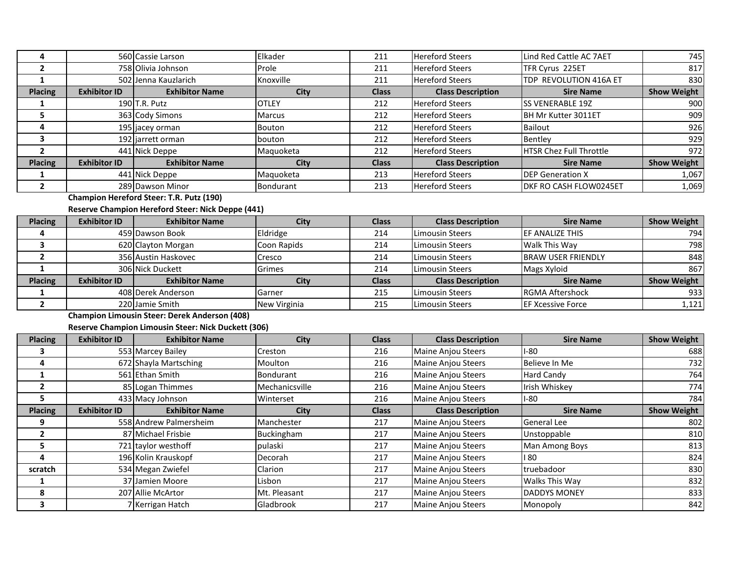| Placing | Exhibitor ID | Exhibitor Name | City | Class | Class Description | Sire Name | Show Weight |
|---|---|---|---|---|---|---|---|
| 4 | 560 | Cassie Larson | Elkader | 211 | Hereford Steers | Lind Red Cattle AC 7AET | 745 |
| 2 | 758 | Olivia Johnson | Prole | 211 | Hereford Steers | TFR Cyrus 225ET | 817 |
| 1 | 502 | Jenna Kauzlarich | Knoxville | 211 | Hereford Steers | TDP REVOLUTION 416A ET | 830 |

| Placing | Exhibitor ID | Exhibitor Name | City | Class | Class Description | Sire Name | Show Weight |
|---|---|---|---|---|---|---|---|
| 1 | 190 | T.R. Putz | OTLEY | 212 | Hereford Steers | SS VENERABLE 19Z | 900 |
| 5 | 363 | Cody Simons | Marcus | 212 | Hereford Steers | BH Mr Kutter 3011ET | 909 |
| 4 | 195 | jacey orman | Bouton | 212 | Hereford Steers | Bailout | 926 |
| 3 | 192 | jarrett orman | bouton | 212 | Hereford Steers | Bentley | 929 |
| 2 | 441 | Nick Deppe | Maquoketa | 212 | Hereford Steers | HTSR Chez Full Throttle | 972 |

| Placing | Exhibitor ID | Exhibitor Name | City | Class | Class Description | Sire Name | Show Weight |
|---|---|---|---|---|---|---|---|
| 1 | 441 | Nick Deppe | Maquoketa | 213 | Hereford Steers | DEP Generation X | 1,067 |
| 2 | 289 | Dawson Minor | Bondurant | 213 | Hereford Steers | DKF RO CASH FLOW0245ET | 1,069 |

**Champion Hereford Steer: T.R. Putz (190)**

**Reserve Champion Hereford Steer: Nick Deppe (441)**

| Placing | Exhibitor ID | Exhibitor Name | City | Class | Class Description | Sire Name | Show Weight |
|---|---|---|---|---|---|---|---|
| 4 | 459 | Dawson Book | Eldridge | 214 | Limousin Steers | EF ANALIZE THIS | 794 |
| 3 | 620 | Clayton Morgan | Coon Rapids | 214 | Limousin Steers | Walk This Way | 798 |
| 2 | 356 | Austin Haskovec | Cresco | 214 | Limousin Steers | BRAW USER FRIENDLY | 848 |
| 1 | 306 | Nick Duckett | Grimes | 214 | Limousin Steers | Mags Xyloid | 867 |

| Placing | Exhibitor ID | Exhibitor Name | City | Class | Class Description | Sire Name | Show Weight |
|---|---|---|---|---|---|---|---|
| 1 | 408 | Derek Anderson | Garner | 215 | Limousin Steers | RGMA Aftershock | 933 |
| 2 | 220 | Jamie Smith | New Virginia | 215 | Limousin Steers | EF Xcessive Force | 1,121 |

**Champion Limousin Steer: Derek Anderson (408)**

**Reserve Champion Limousin Steer: Nick Duckett (306)**

| Placing | Exhibitor ID | Exhibitor Name | City | Class | Class Description | Sire Name | Show Weight |
|---|---|---|---|---|---|---|---|
| 3 | 553 | Marcey Bailey | Creston | 216 | Maine Anjou Steers | I-80 | 688 |
| 4 | 672 | Shayla Martsching | Moulton | 216 | Maine Anjou Steers | Believe In Me | 732 |
| 1 | 561 | Ethan Smith | Bondurant | 216 | Maine Anjou Steers | Hard Candy | 764 |
| 2 | 85 | Logan Thimmes | Mechanicsville | 216 | Maine Anjou Steers | Irish Whiskey | 774 |
| 5 | 433 | Macy Johnson | Winterset | 216 | Maine Anjou Steers | I-80 | 784 |

| Placing | Exhibitor ID | Exhibitor Name | City | Class | Class Description | Sire Name | Show Weight |
|---|---|---|---|---|---|---|---|
| 9 | 558 | Andrew Palmersheim | Manchester | 217 | Maine Anjou Steers | General Lee | 802 |
| 2 | 87 | Michael Frisbie | Buckingham | 217 | Maine Anjou Steers | Unstoppable | 810 |
| 5 | 721 | taylor westhoff | pulaski | 217 | Maine Anjou Steers | Man Among Boys | 813 |
| 4 | 196 | Kolin Krauskopf | Decorah | 217 | Maine Anjou Steers | I 80 | 824 |
| scratch | 534 | Megan Zwiefel | Clarion | 217 | Maine Anjou Steers | truebadoor | 830 |
| 1 | 37 | Jamien Moore | Lisbon | 217 | Maine Anjou Steers | Walks This Way | 832 |
| 8 | 207 | Allie McArtor | Mt. Pleasant | 217 | Maine Anjou Steers | DADDYS MONEY | 833 |
| 3 | 7 | Kerrigan Hatch | Gladbrook | 217 | Maine Anjou Steers | Monopoly | 842 |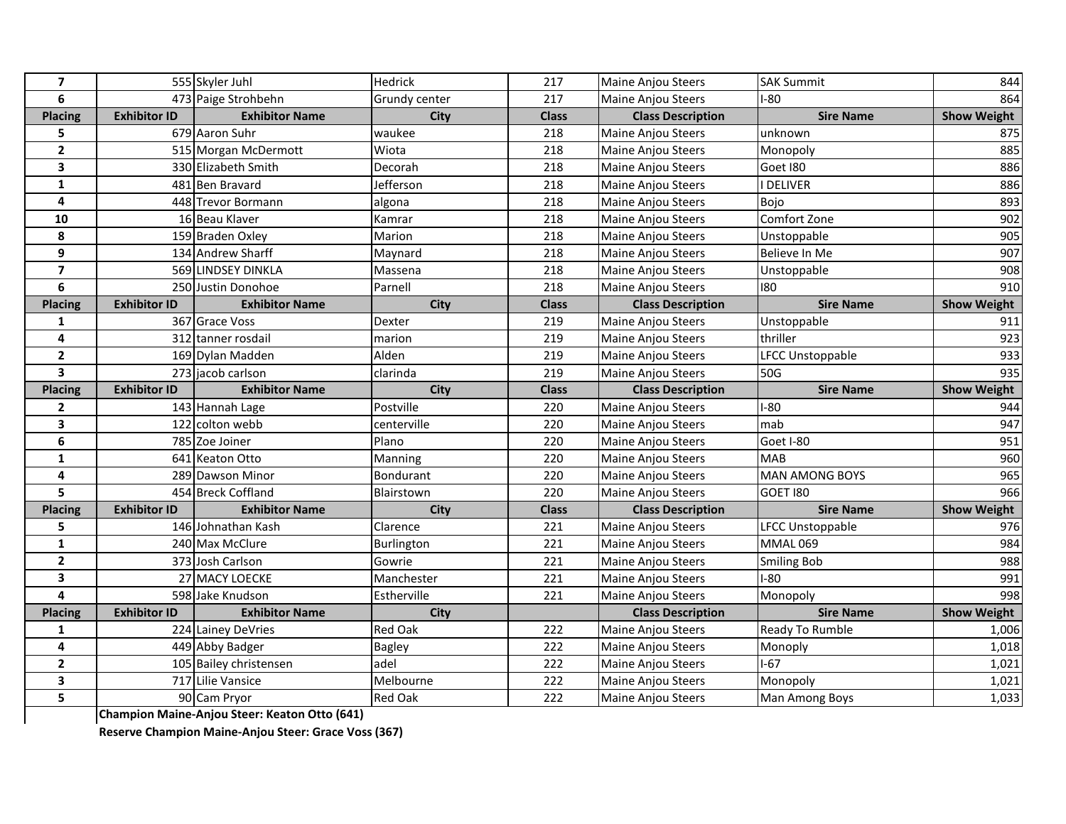| Placing | Exhibitor ID | Exhibitor Name | City | Class | Class Description | Sire Name | Show Weight |
|---|---|---|---|---|---|---|---|
| 7 | 555 | Skyler Juhl | Hedrick | 217 | Maine Anjou Steers | SAK Summit | 844 |
| 6 | 473 | Paige Strohbehn | Grundy center | 217 | Maine Anjou Steers | I-80 | 864 |
| **Placing** | **Exhibitor ID** | **Exhibitor Name** | **City** | **Class** | **Class Description** | **Sire Name** | **Show Weight** |
| 5 | 679 | Aaron Suhr | waukee | 218 | Maine Anjou Steers | unknown | 875 |
| 2 | 515 | Morgan McDermott | Wiota | 218 | Maine Anjou Steers | Monopoly | 885 |
| 3 | 330 | Elizabeth Smith | Decorah | 218 | Maine Anjou Steers | Goet I80 | 886 |
| 1 | 481 | Ben Bravard | Jefferson | 218 | Maine Anjou Steers | I DELIVER | 886 |
| 4 | 448 | Trevor Bormann | algona | 218 | Maine Anjou Steers | Bojo | 893 |
| 10 | 16 | Beau Klaver | Kamrar | 218 | Maine Anjou Steers | Comfort Zone | 902 |
| 8 | 159 | Braden Oxley | Marion | 218 | Maine Anjou Steers | Unstoppable | 905 |
| 9 | 134 | Andrew Sharff | Maynard | 218 | Maine Anjou Steers | Believe In Me | 907 |
| 7 | 569 | LINDSEY DINKLA | Massena | 218 | Maine Anjou Steers | Unstoppable | 908 |
| 6 | 250 | Justin Donohoe | Parnell | 218 | Maine Anjou Steers | I80 | 910 |
| **Placing** | **Exhibitor ID** | **Exhibitor Name** | **City** | **Class** | **Class Description** | **Sire Name** | **Show Weight** |
| 1 | 367 | Grace Voss | Dexter | 219 | Maine Anjou Steers | Unstoppable | 911 |
| 4 | 312 | tanner rosdail | marion | 219 | Maine Anjou Steers | thriller | 923 |
| 2 | 169 | Dylan Madden | Alden | 219 | Maine Anjou Steers | LFCC Unstoppable | 933 |
| 3 | 273 | jacob carlson | clarinda | 219 | Maine Anjou Steers | 50G | 935 |
| **Placing** | **Exhibitor ID** | **Exhibitor Name** | **City** | **Class** | **Class Description** | **Sire Name** | **Show Weight** |
| 2 | 143 | Hannah Lage | Postville | 220 | Maine Anjou Steers | I-80 | 944 |
| 3 | 122 | colton webb | centerville | 220 | Maine Anjou Steers | mab | 947 |
| 6 | 785 | Zoe Joiner | Plano | 220 | Maine Anjou Steers | Goet I-80 | 951 |
| 1 | 641 | Keaton Otto | Manning | 220 | Maine Anjou Steers | MAB | 960 |
| 4 | 289 | Dawson Minor | Bondurant | 220 | Maine Anjou Steers | MAN AMONG BOYS | 965 |
| 5 | 454 | Breck Coffland | Blairstown | 220 | Maine Anjou Steers | GOET I80 | 966 |
| **Placing** | **Exhibitor ID** | **Exhibitor Name** | **City** | **Class** | **Class Description** | **Sire Name** | **Show Weight** |
| 5 | 146 | Johnathan Kash | Clarence | 221 | Maine Anjou Steers | LFCC Unstoppable | 976 |
| 1 | 240 | Max McClure | Burlington | 221 | Maine Anjou Steers | MMAL 069 | 984 |
| 2 | 373 | Josh Carlson | Gowrie | 221 | Maine Anjou Steers | Smiling Bob | 988 |
| 3 | 27 | MACY LOECKE | Manchester | 221 | Maine Anjou Steers | I-80 | 991 |
| 4 | 598 | Jake Knudson | Estherville | 221 | Maine Anjou Steers | Monopoly | 998 |
| **Placing** | **Exhibitor ID** | **Exhibitor Name** | **City** | | **Class Description** | **Sire Name** | **Show Weight** |
| 1 | 224 | Lainey DeVries | Red Oak | 222 | Maine Anjou Steers | Ready To Rumble | 1,006 |
| 4 | 449 | Abby Badger | Bagley | 222 | Maine Anjou Steers | Monoply | 1,018 |
| 2 | 105 | Bailey christensen | adel | 222 | Maine Anjou Steers | I-67 | 1,021 |
| 3 | 717 | Lilie Vansice | Melbourne | 222 | Maine Anjou Steers | Monopoly | 1,021 |
| 5 | 90 | Cam Pryor | Red Oak | 222 | Maine Anjou Steers | Man Among Boys | 1,033 |

**Champion Maine-Anjou Steer: Keaton Otto (641)**

**Reserve Champion Maine-Anjou Steer: Grace Voss (367)**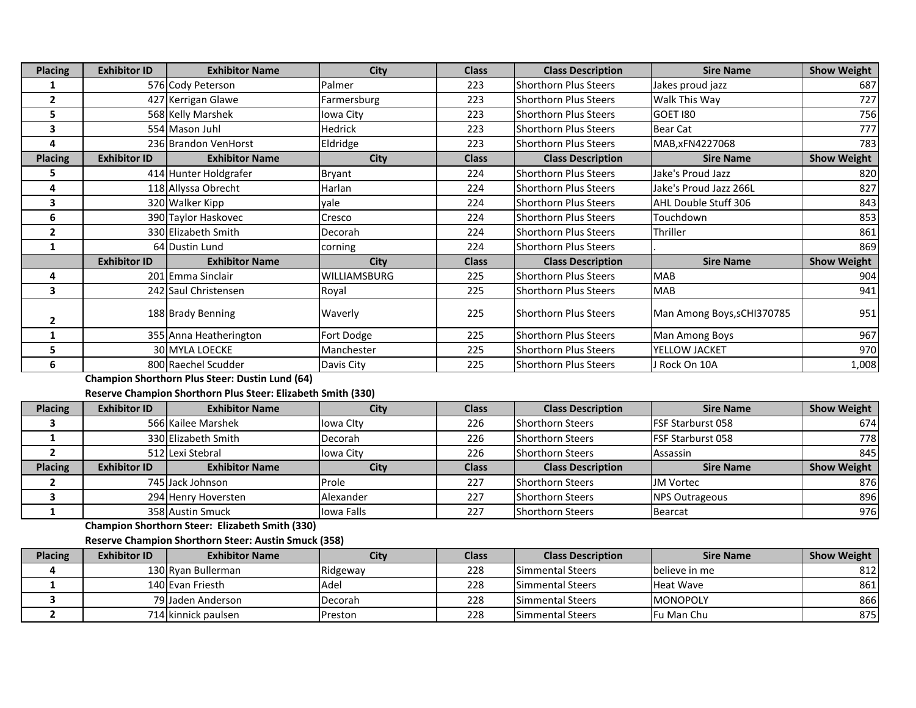| Placing | Exhibitor ID | Exhibitor Name | City | Class | Class Description | Sire Name | Show Weight |
|---|---|---|---|---|---|---|---|
| 1 | 576 | Cody Peterson | Palmer | 223 | Shorthorn Plus Steers | Jakes proud jazz | 687 |
| 2 | 427 | Kerrigan Glawe | Farmersburg | 223 | Shorthorn Plus Steers | Walk This Way | 727 |
| 5 | 568 | Kelly Marshek | Iowa City | 223 | Shorthorn Plus Steers | GOET I80 | 756 |
| 3 | 554 | Mason Juhl | Hedrick | 223 | Shorthorn Plus Steers | Bear Cat | 777 |
| 4 | 236 | Brandon VenHorst | Eldridge | 223 | Shorthorn Plus Steers | MAB,xFN4227068 | 783 |
| **Placing** | **Exhibitor ID** | **Exhibitor Name** | **City** | **Class** | **Class Description** | **Sire Name** | **Show Weight** |
| 5 | 414 | Hunter Holdgrafer | Bryant | 224 | Shorthorn Plus Steers | Jake's Proud Jazz | 820 |
| 4 | 118 | Allyssa Obrecht | Harlan | 224 | Shorthorn Plus Steers | Jake's Proud Jazz 266L | 827 |
| 3 | 320 | Walker Kipp | yale | 224 | Shorthorn Plus Steers | AHL Double Stuff 306 | 843 |
| 6 | 390 | Taylor Haskovec | Cresco | 224 | Shorthorn Plus Steers | Touchdown | 853 |
| 2 | 330 | Elizabeth Smith | Decorah | 224 | Shorthorn Plus Steers | Thriller | 861 |
| 1 | 64 | Dustin Lund | corning | 224 | Shorthorn Plus Steers | . | 869 |
| | **Exhibitor ID** | **Exhibitor Name** | **City** | **Class** | **Class Description** | **Sire Name** | **Show Weight** |
| 4 | 201 | Emma Sinclair | WILLIAMSBURG | 225 | Shorthorn Plus Steers | MAB | 904 |
| 3 | 242 | Saul Christensen | Royal | 225 | Shorthorn Plus Steers | MAB | 941 |
| 2 | 188 | Brady Benning | Waverly | 225 | Shorthorn Plus Steers | Man Among Boys,sCHI370785 | 951 |
| 1 | 355 | Anna Heatherington | Fort Dodge | 225 | Shorthorn Plus Steers | Man Among Boys | 967 |
| 5 | 30 | MYLA LOECKE | Manchester | 225 | Shorthorn Plus Steers | YELLOW JACKET | 970 |
| 6 | 800 | Raechel Scudder | Davis City | 225 | Shorthorn Plus Steers | J Rock On 10A | 1,008 |

**Champion Shorthorn Plus Steer: Dustin Lund (64)**

**Reserve Champion Shorthorn Plus Steer: Elizabeth Smith (330)**

| Placing | Exhibitor ID | Exhibitor Name | City | Class | Class Description | Sire Name | Show Weight |
|---|---|---|---|---|---|---|---|
| 3 | 566 | Kailee Marshek | Iowa CIty | 226 | Shorthorn Steers | FSF Starburst 058 | 674 |
| 1 | 330 | Elizabeth Smith | Decorah | 226 | Shorthorn Steers | FSF Starburst 058 | 778 |
| 2 | 512 | Lexi Stebral | Iowa City | 226 | Shorthorn Steers | Assassin | 845 |
| **Placing** | **Exhibitor ID** | **Exhibitor Name** | **City** | **Class** | **Class Description** | **Sire Name** | **Show Weight** |
| 2 | 745 | Jack Johnson | Prole | 227 | Shorthorn Steers | JM Vortec | 876 |
| 3 | 294 | Henry Hoversten | Alexander | 227 | Shorthorn Steers | NPS Outrageous | 896 |
| 1 | 358 | Austin Smuck | Iowa Falls | 227 | Shorthorn Steers | Bearcat | 976 |

**Champion Shorthorn Steer: Elizabeth Smith (330)**

**Reserve Champion Shorthorn Steer: Austin Smuck (358)**

| Placing | Exhibitor ID | Exhibitor Name | City | Class | Class Description | Sire Name | Show Weight |
|---|---|---|---|---|---|---|---|
| 4 | 130 | Ryan Bullerman | Ridgeway | 228 | Simmental Steers | believe in me | 812 |
| 1 | 140 | Evan Friesth | Adel | 228 | Simmental Steers | Heat Wave | 861 |
| 3 | 79 | Jaden Anderson | Decorah | 228 | Simmental Steers | MONOPOLY | 866 |
| 2 | 714 | kinnick paulsen | Preston | 228 | Simmental Steers | Fu Man Chu | 875 |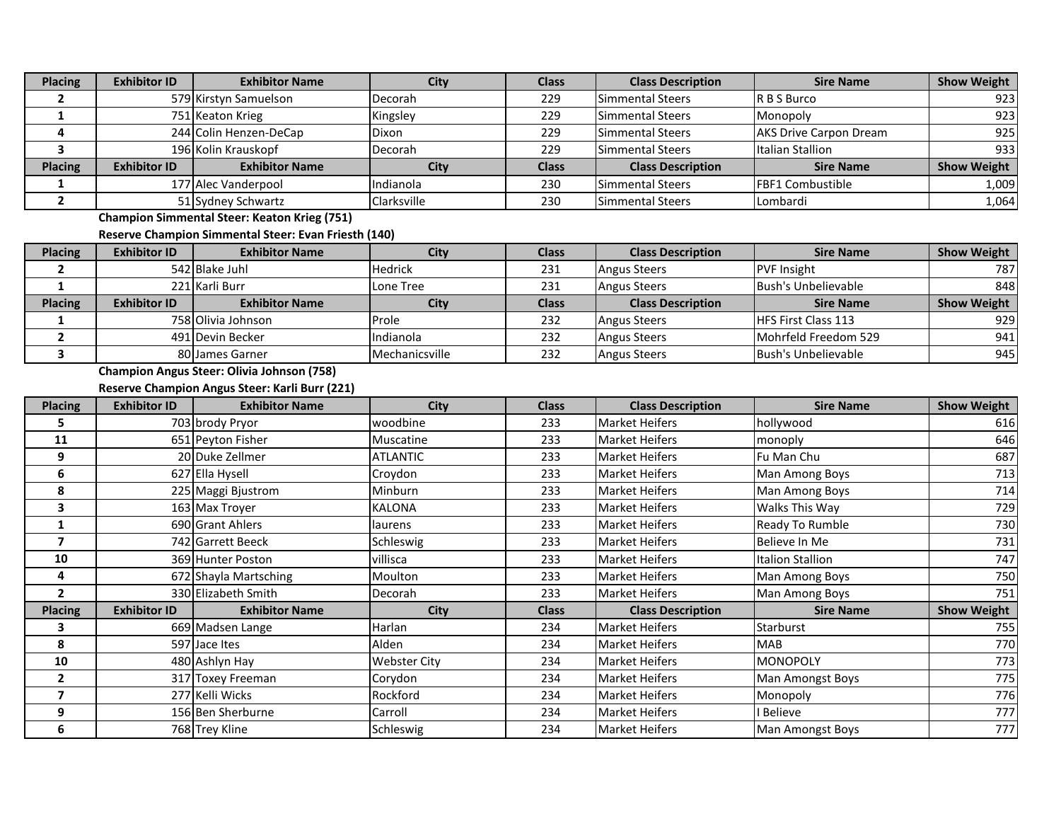| Placing | Exhibitor ID | Exhibitor Name | City | Class | Class Description | Sire Name | Show Weight |
|---|---|---|---|---|---|---|---|
| 2 | 579 | Kirstyn Samuelson | Decorah | 229 | Simmental Steers | R B S Burco | 923 |
| 1 | 751 | Keaton Krieg | Kingsley | 229 | Simmental Steers | Monopoly | 923 |
| 4 | 244 | Colin Henzen-DeCap | Dixon | 229 | Simmental Steers | AKS Drive Carpon Dream | 925 |
| 3 | 196 | Kolin Krauskopf | Decorah | 229 | Simmental Steers | Italian Stallion | 933 |

| Placing | Exhibitor ID | Exhibitor Name | City | Class | Class Description | Sire Name | Show Weight |
|---|---|---|---|---|---|---|---|
| 1 | 177 | Alec Vanderpool | Indianola | 230 | Simmental Steers | FBF1 Combustible | 1,009 |
| 2 | 51 | Sydney Schwartz | Clarksville | 230 | Simmental Steers | Lombardi | 1,064 |

**Champion Simmental Steer: Keaton Krieg (751)**

**Reserve Champion Simmental Steer: Evan Friesth (140)**

| Placing | Exhibitor ID | Exhibitor Name | City | Class | Class Description | Sire Name | Show Weight |
|---|---|---|---|---|---|---|---|
| 2 | 542 | Blake Juhl | Hedrick | 231 | Angus Steers | PVF Insight | 787 |
| 1 | 221 | Karli Burr | Lone Tree | 231 | Angus Steers | Bush's Unbelievable | 848 |

| Placing | Exhibitor ID | Exhibitor Name | City | Class | Class Description | Sire Name | Show Weight |
|---|---|---|---|---|---|---|---|
| 1 | 758 | Olivia Johnson | Prole | 232 | Angus Steers | HFS First Class 113 | 929 |
| 2 | 491 | Devin Becker | Indianola | 232 | Angus Steers | Mohrfeld Freedom 529 | 941 |
| 3 | 80 | James Garner | Mechanicsville | 232 | Angus Steers | Bush's Unbelievable | 945 |

**Champion Angus Steer: Olivia Johnson (758)**

**Reserve Champion Angus Steer: Karli Burr (221)**

| Placing | Exhibitor ID | Exhibitor Name | City | Class | Class Description | Sire Name | Show Weight |
|---|---|---|---|---|---|---|---|
| 5 | 703 | brody Pryor | woodbine | 233 | Market Heifers | hollywood | 616 |
| 11 | 651 | Peyton Fisher | Muscatine | 233 | Market Heifers | monoply | 646 |
| 9 | 20 | Duke Zellmer | ATLANTIC | 233 | Market Heifers | Fu Man Chu | 687 |
| 6 | 627 | Ella Hysell | Croydon | 233 | Market Heifers | Man Among Boys | 713 |
| 8 | 225 | Maggi Bjustrom | Minburn | 233 | Market Heifers | Man Among Boys | 714 |
| 3 | 163 | Max Troyer | KALONA | 233 | Market Heifers | Walks This Way | 729 |
| 1 | 690 | Grant Ahlers | laurens | 233 | Market Heifers | Ready To Rumble | 730 |
| 7 | 742 | Garrett Beeck | Schleswig | 233 | Market Heifers | Believe In Me | 731 |
| 10 | 369 | Hunter Poston | villisca | 233 | Market Heifers | Italion Stallion | 747 |
| 4 | 672 | Shayla Martsching | Moulton | 233 | Market Heifers | Man Among Boys | 750 |
| 2 | 330 | Elizabeth Smith | Decorah | 233 | Market Heifers | Man Among Boys | 751 |

| Placing | Exhibitor ID | Exhibitor Name | City | Class | Class Description | Sire Name | Show Weight |
|---|---|---|---|---|---|---|---|
| 3 | 669 | Madsen Lange | Harlan | 234 | Market Heifers | Starburst | 755 |
| 8 | 597 | Jace Ites | Alden | 234 | Market Heifers | MAB | 770 |
| 10 | 480 | Ashlyn Hay | Webster City | 234 | Market Heifers | MONOPOLY | 773 |
| 2 | 317 | Toxey Freeman | Corydon | 234 | Market Heifers | Man Amongst Boys | 775 |
| 7 | 277 | Kelli Wicks | Rockford | 234 | Market Heifers | Monopoly | 776 |
| 9 | 156 | Ben Sherburne | Carroll | 234 | Market Heifers | I Believe | 777 |
| 6 | 768 | Trey Kline | Schleswig | 234 | Market Heifers | Man Amongst Boys | 777 |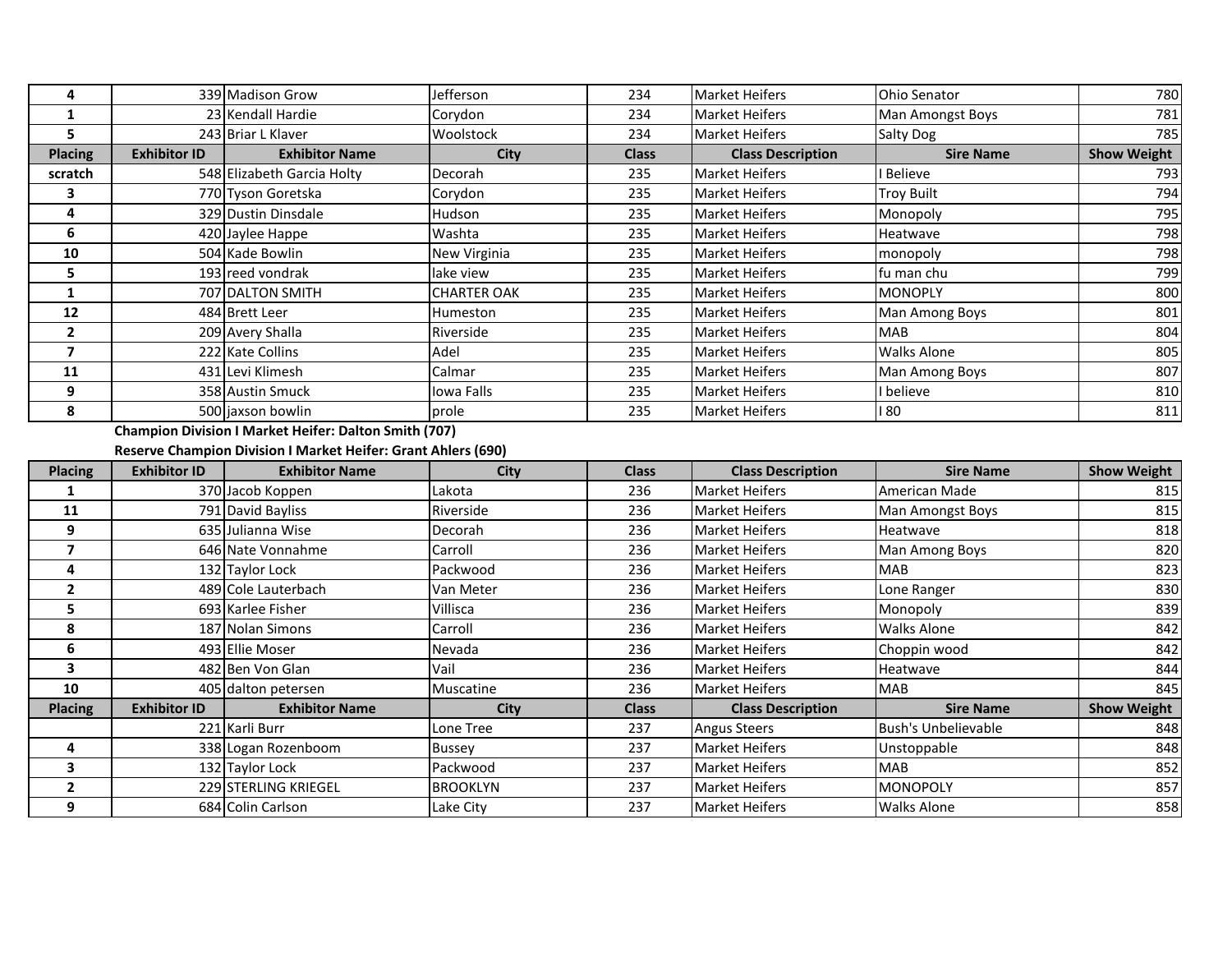| Placing | Exhibitor ID | Exhibitor Name | City | Class | Class Description | Sire Name | Show Weight |
|---|---|---|---|---|---|---|---|
| 4 | 339 | Madison Grow | Jefferson | 234 | Market Heifers | Ohio Senator | 780 |
| 1 | 23 | Kendall Hardie | Corydon | 234 | Market Heifers | Man Amongst Boys | 781 |
| 5 | 243 | Briar L Klaver | Woolstock | 234 | Market Heifers | Salty Dog | 785 |

| Placing | Exhibitor ID | Exhibitor Name | City | Class | Class Description | Sire Name | Show Weight |
|---|---|---|---|---|---|---|---|
| scratch | 548 | Elizabeth Garcia Holty | Decorah | 235 | Market Heifers | I Believe | 793 |
| 3 | 770 | Tyson Goretska | Corydon | 235 | Market Heifers | Troy Built | 794 |
| 4 | 329 | Dustin Dinsdale | Hudson | 235 | Market Heifers | Monopoly | 795 |
| 6 | 420 | Jaylee Happe | Washta | 235 | Market Heifers | Heatwave | 798 |
| 10 | 504 | Kade Bowlin | New Virginia | 235 | Market Heifers | monopoly | 798 |
| 5 | 193 | reed vondrak | lake view | 235 | Market Heifers | fu man chu | 799 |
| 1 | 707 | DALTON SMITH | CHARTER OAK | 235 | Market Heifers | MONOPLY | 800 |
| 12 | 484 | Brett Leer | Humeston | 235 | Market Heifers | Man Among Boys | 801 |
| 2 | 209 | Avery Shalla | Riverside | 235 | Market Heifers | MAB | 804 |
| 7 | 222 | Kate Collins | Adel | 235 | Market Heifers | Walks Alone | 805 |
| 11 | 431 | Levi Klimesh | Calmar | 235 | Market Heifers | Man Among Boys | 807 |
| 9 | 358 | Austin Smuck | Iowa Falls | 235 | Market Heifers | I believe | 810 |
| 8 | 500 | jaxson bowlin | prole | 235 | Market Heifers | I 80 | 811 |

**Champion Division I Market Heifer: Dalton Smith (707)**

**Reserve Champion Division I Market Heifer: Grant Ahlers (690)**

| Placing | Exhibitor ID | Exhibitor Name | City | Class | Class Description | Sire Name | Show Weight |
|---|---|---|---|---|---|---|---|
| 1 | 370 | Jacob Koppen | Lakota | 236 | Market Heifers | American Made | 815 |
| 11 | 791 | David Bayliss | Riverside | 236 | Market Heifers | Man Amongst Boys | 815 |
| 9 | 635 | Julianna Wise | Decorah | 236 | Market Heifers | Heatwave | 818 |
| 7 | 646 | Nate Vonnahme | Carroll | 236 | Market Heifers | Man Among Boys | 820 |
| 4 | 132 | Taylor Lock | Packwood | 236 | Market Heifers | MAB | 823 |
| 2 | 489 | Cole Lauterbach | Van Meter | 236 | Market Heifers | Lone Ranger | 830 |
| 5 | 693 | Karlee Fisher | Villisca | 236 | Market Heifers | Monopoly | 839 |
| 8 | 187 | Nolan Simons | Carroll | 236 | Market Heifers | Walks Alone | 842 |
| 6 | 493 | Ellie Moser | Nevada | 236 | Market Heifers | Choppin wood | 842 |
| 3 | 482 | Ben Von Glan | Vail | 236 | Market Heifers | Heatwave | 844 |
| 10 | 405 | dalton petersen | Muscatine | 236 | Market Heifers | MAB | 845 |

| Placing | Exhibitor ID | Exhibitor Name | City | Class | Class Description | Sire Name | Show Weight |
|---|---|---|---|---|---|---|---|
| | 221 | Karli Burr | Lone Tree | 237 | Angus Steers | Bush's Unbelievable | 848 |
| 4 | 338 | Logan Rozenboom | Bussey | 237 | Market Heifers | Unstoppable | 848 |
| 3 | 132 | Taylor Lock | Packwood | 237 | Market Heifers | MAB | 852 |
| 2 | 229 | STERLING KRIEGEL | BROOKLYN | 237 | Market Heifers | MONOPOLY | 857 |
| 9 | 684 | Colin Carlson | Lake City | 237 | Market Heifers | Walks Alone | 858 |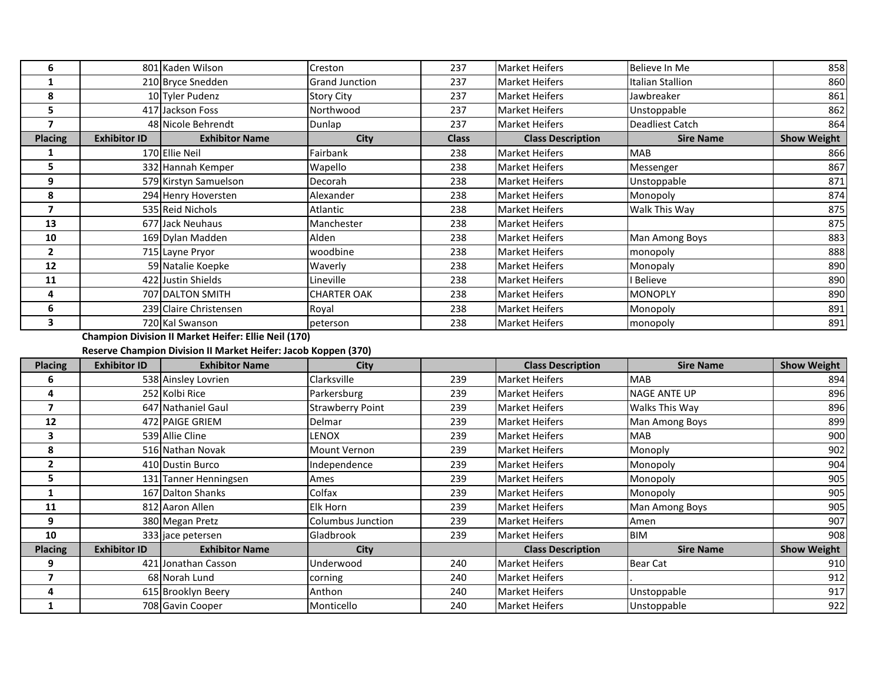| Placing | Exhibitor ID | Exhibitor Name | City | Class | Class Description | Sire Name | Show Weight |
|---|---|---|---|---|---|---|---|
| 6 | 801 | Kaden Wilson | Creston | 237 | Market Heifers | Believe In Me | 858 |
| 1 | 210 | Bryce Snedden | Grand Junction | 237 | Market Heifers | Italian Stallion | 860 |
| 8 | 10 | Tyler Pudenz | Story City | 237 | Market Heifers | Jawbreaker | 861 |
| 5 | 417 | Jackson Foss | Northwood | 237 | Market Heifers | Unstoppable | 862 |
| 7 | 48 | Nicole Behrendt | Dunlap | 237 | Market Heifers | Deadliest Catch | 864 |

| Placing | Exhibitor ID | Exhibitor Name | City | Class | Class Description | Sire Name | Show Weight |
|---|---|---|---|---|---|---|---|
| 1 | 170 | Ellie Neil | Fairbank | 238 | Market Heifers | MAB | 866 |
| 5 | 332 | Hannah Kemper | Wapello | 238 | Market Heifers | Messenger | 867 |
| 9 | 579 | Kirstyn Samuelson | Decorah | 238 | Market Heifers | Unstoppable | 871 |
| 8 | 294 | Henry Hoversten | Alexander | 238 | Market Heifers | Monopoly | 874 |
| 7 | 535 | Reid Nichols | Atlantic | 238 | Market Heifers | Walk This Way | 875 |
| 13 | 677 | Jack Neuhaus | Manchester | 238 | Market Heifers | | 875 |
| 10 | 169 | Dylan Madden | Alden | 238 | Market Heifers | Man Among Boys | 883 |
| 2 | 715 | Layne Pryor | woodbine | 238 | Market Heifers | monopoly | 888 |
| 12 | 59 | Natalie Koepke | Waverly | 238 | Market Heifers | Monopaly | 890 |
| 11 | 422 | Justin Shields | Lineville | 238 | Market Heifers | I Believe | 890 |
| 4 | 707 | DALTON SMITH | CHARTER OAK | 238 | Market Heifers | MONOPLY | 890 |
| 6 | 239 | Claire Christensen | Royal | 238 | Market Heifers | Monopoly | 891 |
| 3 | 720 | Kal Swanson | peterson | 238 | Market Heifers | monopoly | 891 |

**Champion Division II Market Heifer: Ellie Neil (170)**

**Reserve Champion Division II Market Heifer: Jacob Koppen (370)**

| Placing | Exhibitor ID | Exhibitor Name | City | | Class Description | Sire Name | Show Weight |
|---|---|---|---|---|---|---|---|
| 6 | 538 | Ainsley Lovrien | Clarksville | 239 | Market Heifers | MAB | 894 |
| 4 | 252 | Kolbi Rice | Parkersburg | 239 | Market Heifers | NAGE ANTE UP | 896 |
| 7 | 647 | Nathaniel Gaul | Strawberry Point | 239 | Market Heifers | Walks This Way | 896 |
| 12 | 472 | PAIGE GRIEM | Delmar | 239 | Market Heifers | Man Among Boys | 899 |
| 3 | 539 | Allie Cline | LENOX | 239 | Market Heifers | MAB | 900 |
| 8 | 516 | Nathan Novak | Mount Vernon | 239 | Market Heifers | Monoply | 902 |
| 2 | 410 | Dustin Burco | Independence | 239 | Market Heifers | Monopoly | 904 |
| 5 | 131 | Tanner Henningsen | Ames | 239 | Market Heifers | Monopoly | 905 |
| 1 | 167 | Dalton Shanks | Colfax | 239 | Market Heifers | Monopoly | 905 |
| 11 | 812 | Aaron Allen | Elk Horn | 239 | Market Heifers | Man Among Boys | 905 |
| 9 | 380 | Megan Pretz | Columbus Junction | 239 | Market Heifers | Amen | 907 |
| 10 | 333 | jace petersen | Gladbrook | 239 | Market Heifers | BIM | 908 |

| Placing | Exhibitor ID | Exhibitor Name | City | | Class Description | Sire Name | Show Weight |
|---|---|---|---|---|---|---|---|
| 9 | 421 | Jonathan Casson | Underwood | 240 | Market Heifers | Bear Cat | 910 |
| 7 | 68 | Norah Lund | corning | 240 | Market Heifers | . | 912 |
| 4 | 615 | Brooklyn Beery | Anthon | 240 | Market Heifers | Unstoppable | 917 |
| 1 | 708 | Gavin Cooper | Monticello | 240 | Market Heifers | Unstoppable | 922 |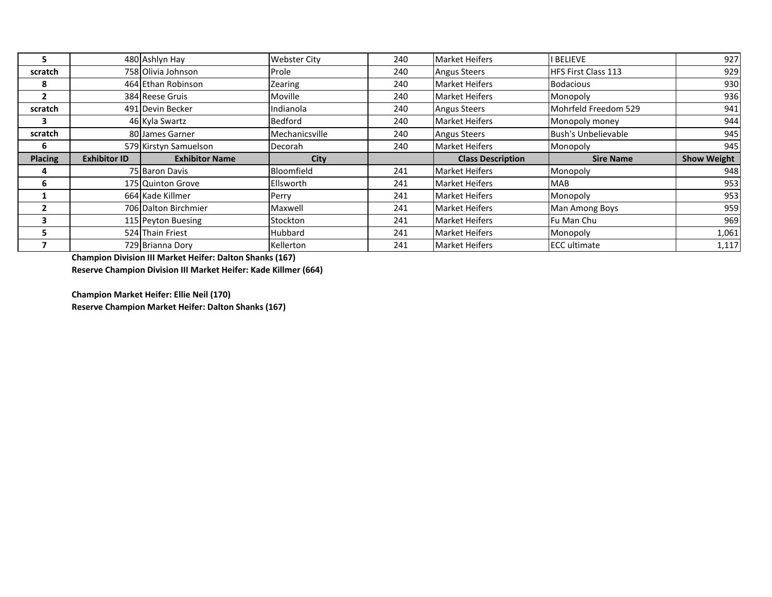| | | | | | | | |
|---|---|---|---|---|---|---|---|
| **5** | 480 | Ashlyn Hay | Webster City | 240 | Market Heifers | I BELIEVE | 927 |
| **scratch** | 758 | Olivia Johnson | Prole | 240 | Angus Steers | HFS First Class 113 | 929 |
| **8** | 464 | Ethan Robinson | Zearing | 240 | Market Heifers | Bodacious | 930 |
| **2** | 384 | Reese Gruis | Moville | 240 | Market Heifers | Monopoly | 936 |
| **scratch** | 491 | Devin Becker | Indianola | 240 | Angus Steers | Mohrfeld Freedom 529 | 941 |
| **3** | 46 | Kyla Swartz | Bedford | 240 | Market Heifers | Monopoly money | 944 |
| **scratch** | 80 | James Garner | Mechanicsville | 240 | Angus Steers | Bush's Unbelievable | 945 |
| **6** | 579 | Kirstyn Samuelson | Decorah | 240 | Market Heifers | Monopoly | 945 |
| **Placing** | **Exhibitor ID** | **Exhibitor Name** | **City** | | **Class Description** | **Sire Name** | **Show Weight** |
| **4** | 75 | Baron Davis | Bloomfield | 241 | Market Heifers | Monopoly | 948 |
| **6** | 175 | Quinton Grove | Ellsworth | 241 | Market Heifers | MAB | 953 |
| **1** | 664 | Kade Killmer | Perry | 241 | Market Heifers | Monopoly | 953 |
| **2** | 706 | Dalton Birchmier | Maxwell | 241 | Market Heifers | Man Among Boys | 959 |
| **3** | 115 | Peyton Buesing | Stockton | 241 | Market Heifers | Fu Man Chu | 969 |
| **5** | 524 | Thain Friest | Hubbard | 241 | Market Heifers | Monopoly | 1,061 |
| **7** | 729 | Brianna Dory | Kellerton | 241 | Market Heifers | ECC ultimate | 1,117 |

**Champion Division III Market Heifer: Dalton Shanks (167)**
**Reserve Champion Division III Market Heifer: Kade Killmer (664)**

**Champion Market Heifer: Ellie Neil (170)**
**Reserve Champion Market Heifer: Dalton Shanks (167)**